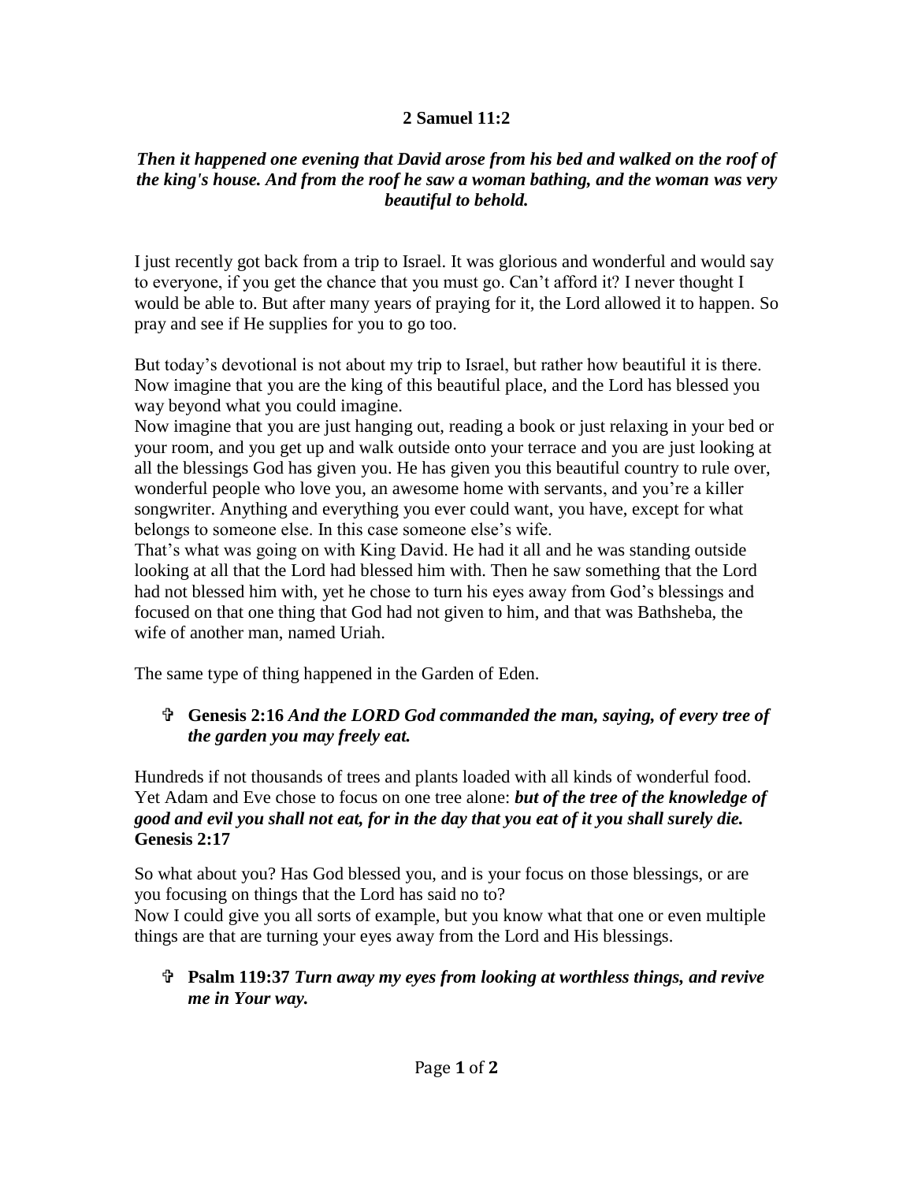**2 Samuel 11:2**

***Then it happened one evening that David arose from his bed and walked on the roof of the king's house. And from the roof he saw a woman bathing, and the woman was very beautiful to behold.***

I just recently got back from a trip to Israel. It was glorious and wonderful and would say to everyone, if you get the chance that you must go. Can't afford it? I never thought I would be able to. But after many years of praying for it, the Lord allowed it to happen. So pray and see if He supplies for you to go too.

But today's devotional is not about my trip to Israel, but rather how beautiful it is there. Now imagine that you are the king of this beautiful place, and the Lord has blessed you way beyond what you could imagine.

Now imagine that you are just hanging out, reading a book or just relaxing in your bed or your room, and you get up and walk outside onto your terrace and you are just looking at all the blessings God has given you. He has given you this beautiful country to rule over, wonderful people who love you, an awesome home with servants, and you're a killer songwriter. Anything and everything you ever could want, you have, except for what belongs to someone else. In this case someone else's wife.

That's what was going on with King David. He had it all and he was standing outside looking at all that the Lord had blessed him with. Then he saw something that the Lord had not blessed him with, yet he chose to turn his eyes away from God's blessings and focused on that one thing that God had not given to him, and that was Bathsheba, the wife of another man, named Uriah.

The same type of thing happened in the Garden of Eden.

- ✞ **Genesis 2:16** ***And the LORD God commanded the man, saying, of every tree of the garden you may freely eat.***

Hundreds if not thousands of trees and plants loaded with all kinds of wonderful food. Yet Adam and Eve chose to focus on one tree alone: ***but of the tree of the knowledge of good and evil you shall not eat, for in the day that you eat of it you shall surely die.*** **Genesis 2:17**

So what about you? Has God blessed you, and is your focus on those blessings, or are you focusing on things that the Lord has said no to?

Now I could give you all sorts of example, but you know what that one or even multiple things are that are turning your eyes away from the Lord and His blessings.

- ✞ **Psalm 119:37** ***Turn away my eyes from looking at worthless things, and revive me in Your way.***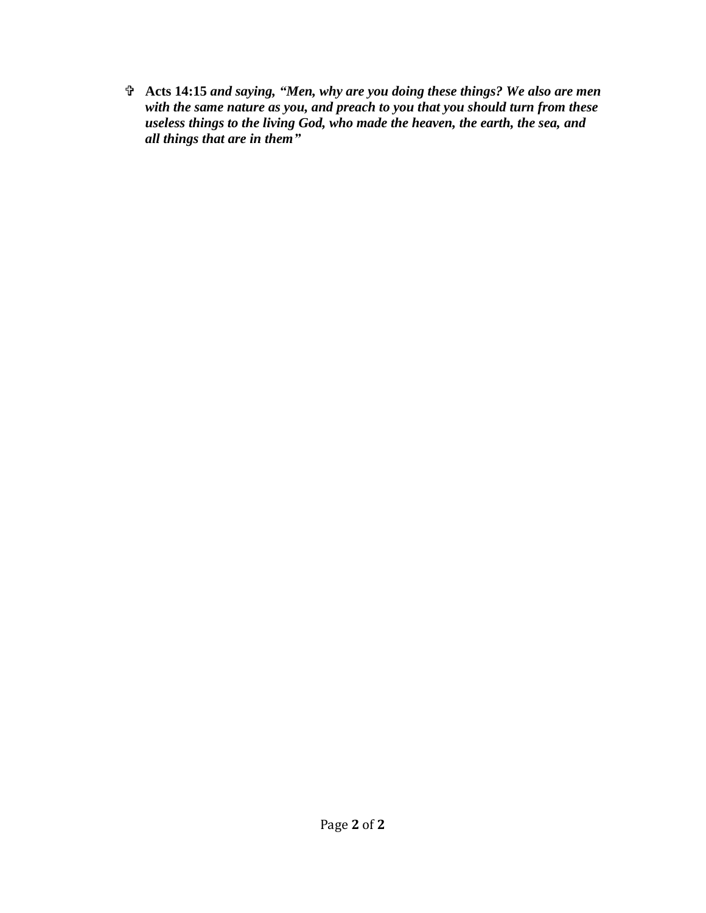- ✞ **Acts 14:15** ***and saying, "Men, why are you doing these things? We also are men with the same nature as you, and preach to you that you should turn from these useless things to the living God, who made the heaven, the earth, the sea, and all things that are in them"***